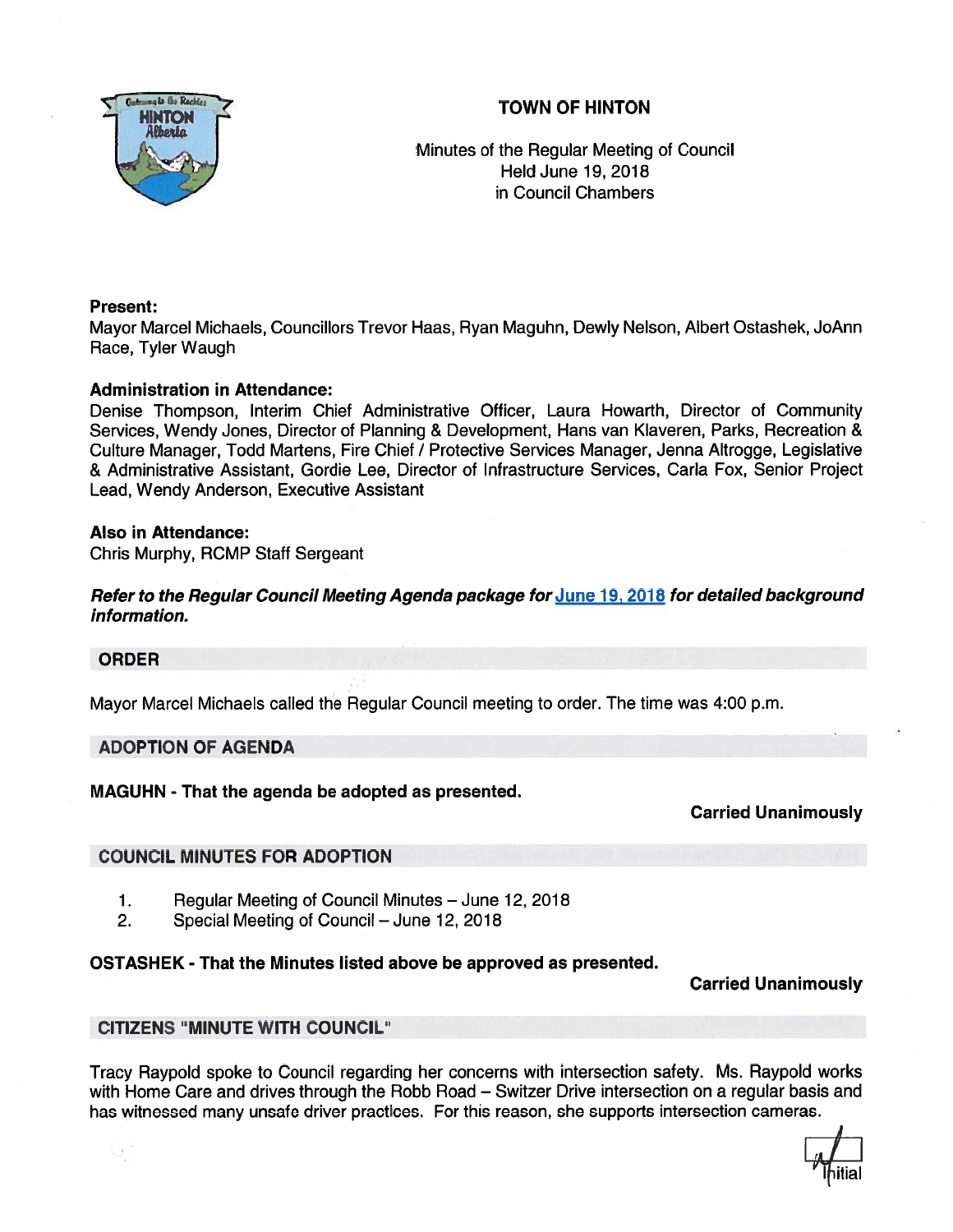# TOWN OF HINTON

Minutes of the Regular Meeting of Council
Held June 19, 2018
in Council Chambers

**Present:**
Mayor Marcel Michaels, Councillors Trevor Haas, Ryan Maguhn, Dewly Nelson, Albert Ostashek, JoAnn Race, Tyler Waugh

**Administration in Attendance:**
Denise Thompson, Interim Chief Administrative Officer, Laura Howarth, Director of Community Services, Wendy Jones, Director of Planning & Development, Hans van Klaveren, Parks, Recreation & Culture Manager, Todd Martens, Fire Chief / Protective Services Manager, Jenna Altrogge, Legislative & Administrative Assistant, Gordie Lee, Director of Infrastructure Services, Carla Fox, Senior Project Lead, Wendy Anderson, Executive Assistant

**Also in Attendance:**
Chris Murphy, RCMP Staff Sergeant

***Refer to the Regular Council Meeting Agenda package for June 19, 2018 for detailed background information.***

## ORDER

Mayor Marcel Michaels called the Regular Council meeting to order. The time was 4:00 p.m.

## ADOPTION OF AGENDA

**MAGUHN - That the agenda be adopted as presented.**

**Carried Unanimously**

## COUNCIL MINUTES FOR ADOPTION

1. Regular Meeting of Council Minutes – June 12, 2018
2. Special Meeting of Council – June 12, 2018

**OSTASHEK - That the Minutes listed above be approved as presented.**

**Carried Unanimously**

## CITIZENS "MINUTE WITH COUNCIL"

Tracy Raypold spoke to Council regarding her concerns with intersection safety. Ms. Raypold works with Home Care and drives through the Robb Road – Switzer Drive intersection on a regular basis and has witnessed many unsafe driver practices. For this reason, she supports intersection cameras.

Initial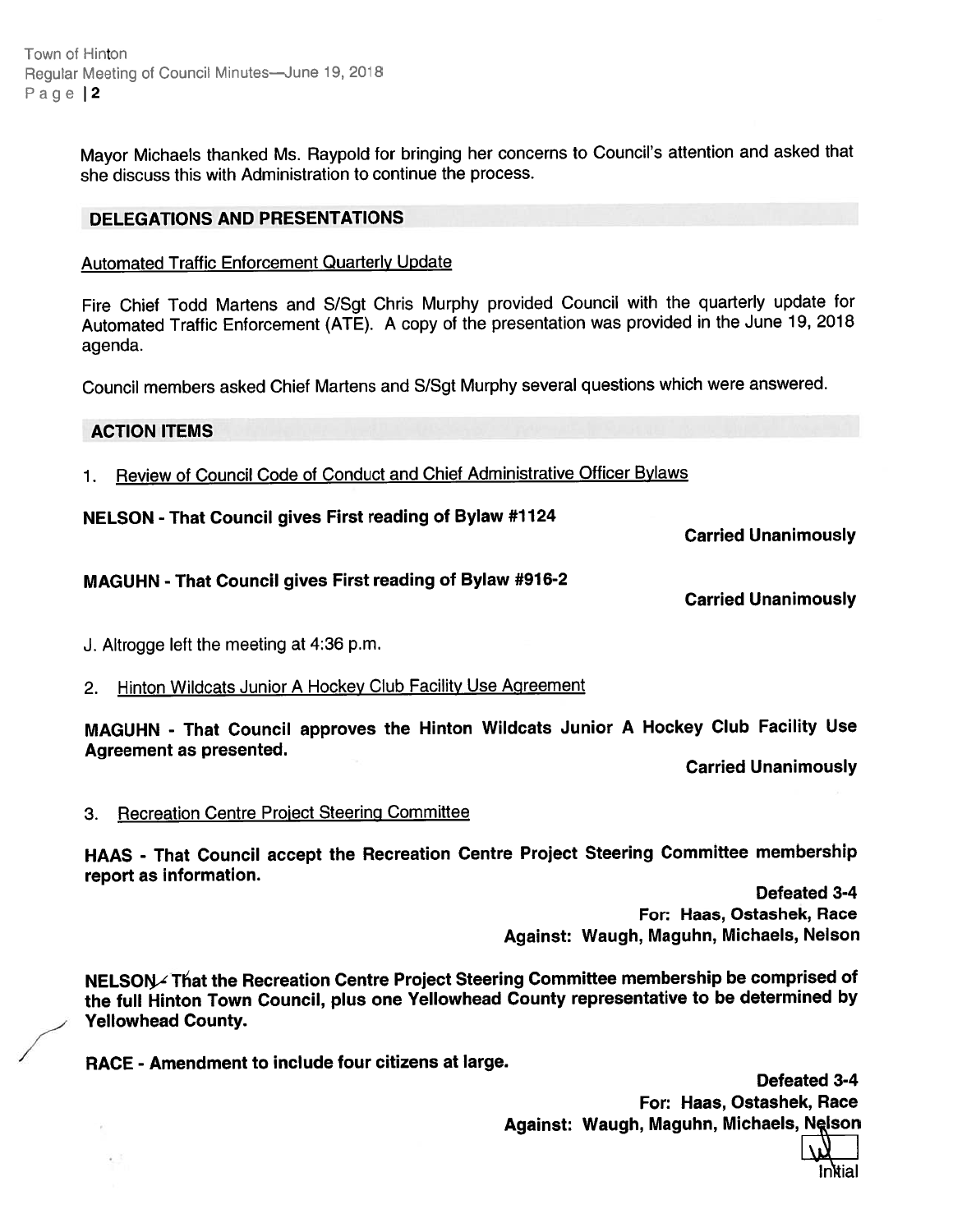Mayor Michaels thanked Ms. Raypold for bringing her concerns to Council's attention and asked that she discuss this with Administration to continue the process.

## DELEGATIONS AND PRESENTATIONS

Automated Traffic Enforcement Quarterly Update

Fire Chief Todd Martens and S/Sgt Chris Murphy provided Council with the quarterly update for Automated Traffic Enforcement (ATE). A copy of the presentation was provided in the June 19, 2018 agenda.

Council members asked Chief Martens and S/Sgt Murphy several questions which were answered.

## ACTION ITEMS

1. Review of Council Code of Conduct and Chief Administrative Officer Bylaws

**NELSON - That Council gives First reading of Bylaw #1124**

**Carried Unanimously**

**MAGUHN - That Council gives First reading of Bylaw #916-2**

**Carried Unanimously**

J. Altrogge left the meeting at 4:36 p.m.

2. Hinton Wildcats Junior A Hockey Club Facility Use Agreement

**MAGUHN - That Council approves the Hinton Wildcats Junior A Hockey Club Facility Use Agreement as presented.**

**Carried Unanimously**

3. Recreation Centre Project Steering Committee

**HAAS - That Council accept the Recreation Centre Project Steering Committee membership report as information.**

**Defeated 3-4**
**For: Haas, Ostashek, Race**
**Against: Waugh, Maguhn, Michaels, Nelson**

**NELSON - That the Recreation Centre Project Steering Committee membership be comprised of the full Hinton Town Council, plus one Yellowhead County representative to be determined by Yellowhead County.**

**RACE - Amendment to include four citizens at large.**

**Defeated 3-4**
**For: Haas, Ostashek, Race**
**Against: Waugh, Maguhn, Michaels, Nelson**

Initial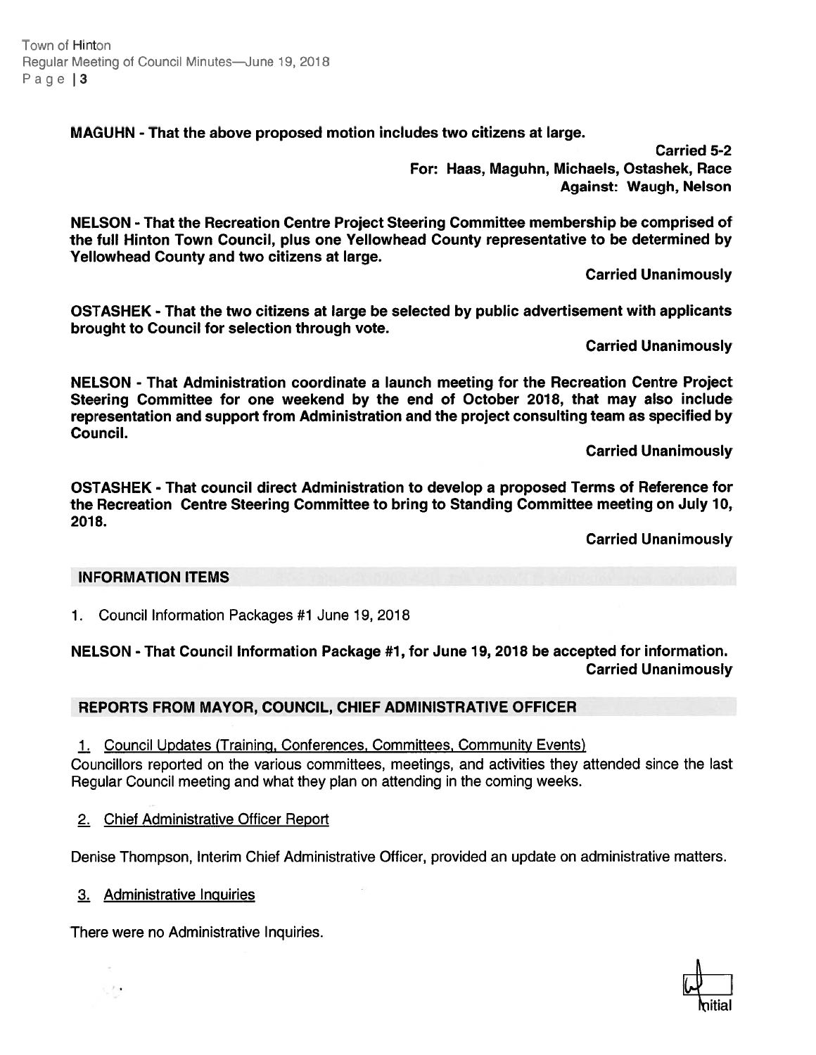**MAGUHN - That the above proposed motion includes two citizens at large.**

**Carried 5-2**
**For: Haas, Maguhn, Michaels, Ostashek, Race**
**Against: Waugh, Nelson**

**NELSON - That the Recreation Centre Project Steering Committee membership be comprised of the full Hinton Town Council, plus one Yellowhead County representative to be determined by Yellowhead County and two citizens at large.**

**Carried Unanimously**

**OSTASHEK - That the two citizens at large be selected by public advertisement with applicants brought to Council for selection through vote.**

**Carried Unanimously**

**NELSON - That Administration coordinate a launch meeting for the Recreation Centre Project Steering Committee for one weekend by the end of October 2018, that may also include representation and support from Administration and the project consulting team as specified by Council.**

**Carried Unanimously**

**OSTASHEK - That council direct Administration to develop a proposed Terms of Reference for the Recreation Centre Steering Committee to bring to Standing Committee meeting on July 10, 2018.**

**Carried Unanimously**

## INFORMATION ITEMS

1. Council Information Packages #1 June 19, 2018

**NELSON - That Council Information Package #1, for June 19, 2018 be accepted for information.**
**Carried Unanimously**

## REPORTS FROM MAYOR, COUNCIL, CHIEF ADMINISTRATIVE OFFICER

1. Council Updates (Training, Conferences, Committees, Community Events)

Councillors reported on the various committees, meetings, and activities they attended since the last Regular Council meeting and what they plan on attending in the coming weeks.

2. Chief Administrative Officer Report

Denise Thompson, Interim Chief Administrative Officer, provided an update on administrative matters.

3. Administrative Inquiries

There were no Administrative Inquiries.

Initial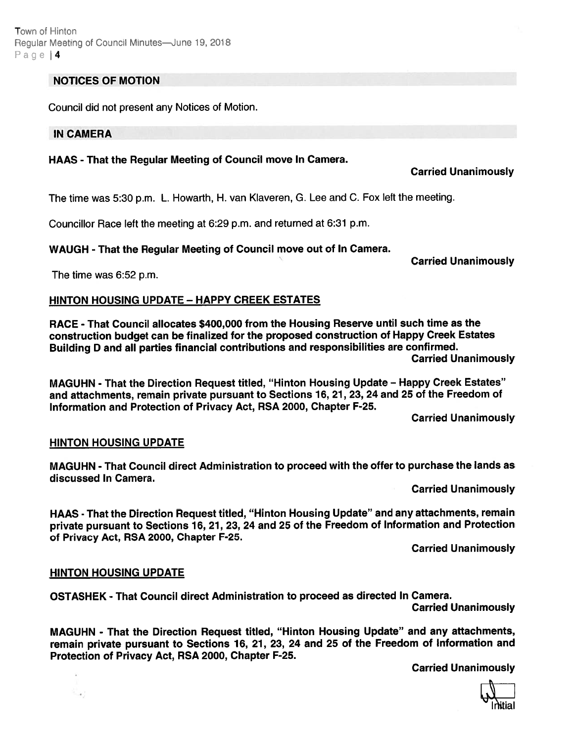## NOTICES OF MOTION

Council did not present any Notices of Motion.

## IN CAMERA

**HAAS - That the Regular Meeting of Council move In Camera.**

**Carried Unanimously**

The time was 5:30 p.m. L. Howarth, H. van Klaveren, G. Lee and C. Fox left the meeting.

Councillor Race left the meeting at 6:29 p.m. and returned at 6:31 p.m.

**WAUGH - That the Regular Meeting of Council move out of In Camera.**

**Carried Unanimously**

The time was 6:52 p.m.

### HINTON HOUSING UPDATE – HAPPY CREEK ESTATES

**RACE - That Council allocates $400,000 from the Housing Reserve until such time as the construction budget can be finalized for the proposed construction of Happy Creek Estates Building D and all parties financial contributions and responsibilities are confirmed.**

**Carried Unanimously**

**MAGUHN - That the Direction Request titled, "Hinton Housing Update – Happy Creek Estates" and attachments, remain private pursuant to Sections 16, 21, 23, 24 and 25 of the Freedom of Information and Protection of Privacy Act, RSA 2000, Chapter F-25.**

**Carried Unanimously**

### HINTON HOUSING UPDATE

**MAGUHN - That Council direct Administration to proceed with the offer to purchase the lands as discussed In Camera.**

**Carried Unanimously**

**HAAS - That the Direction Request titled, "Hinton Housing Update" and any attachments, remain private pursuant to Sections 16, 21, 23, 24 and 25 of the Freedom of Information and Protection of Privacy Act, RSA 2000, Chapter F-25.**

**Carried Unanimously**

### HINTON HOUSING UPDATE

**OSTASHEK - That Council direct Administration to proceed as directed In Camera.**

**Carried Unanimously**

**MAGUHN - That the Direction Request titled, "Hinton Housing Update" and any attachments, remain private pursuant to Sections 16, 21, 23, 24 and 25 of the Freedom of Information and Protection of Privacy Act, RSA 2000, Chapter F-25.**

**Carried Unanimously**

Initial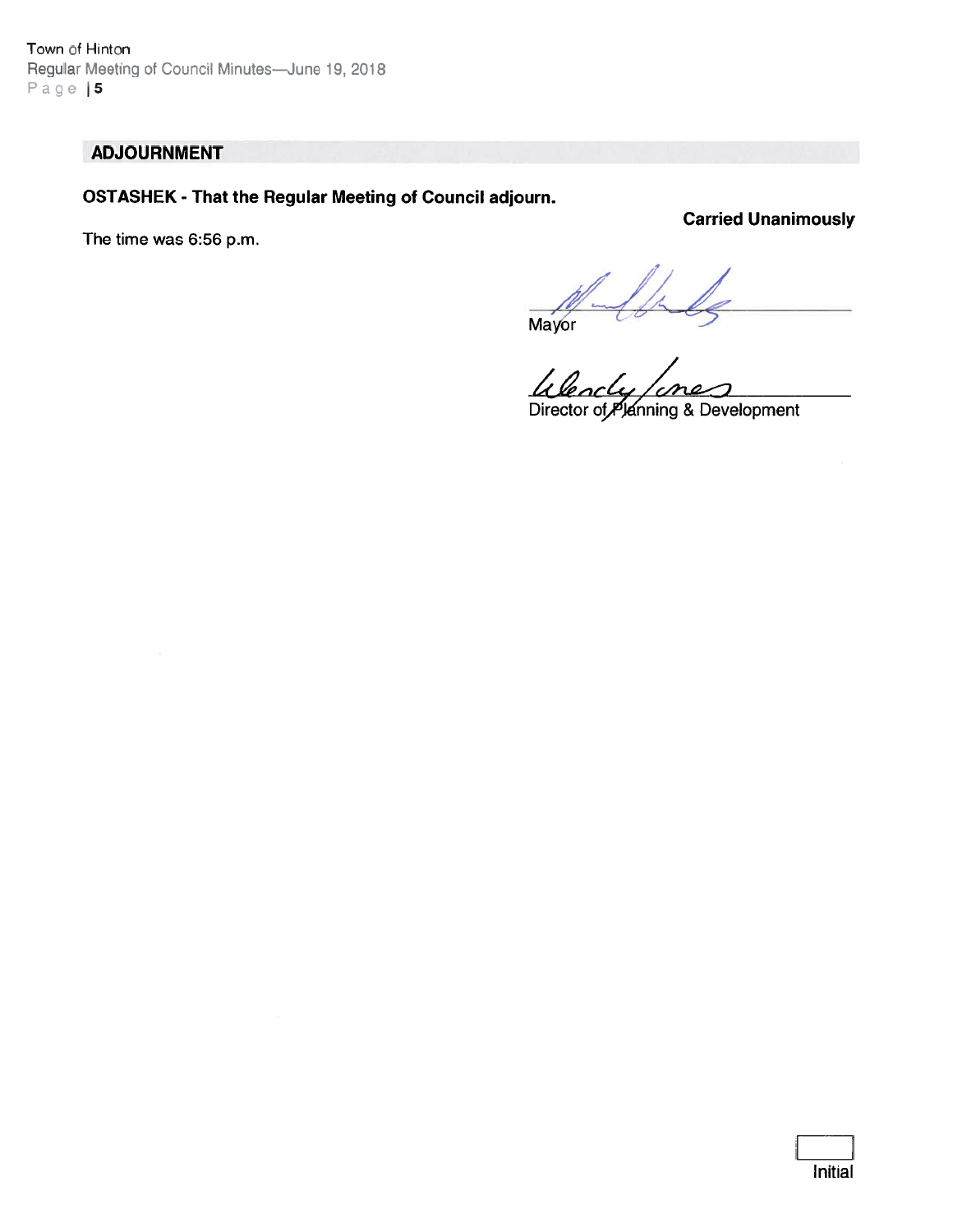## ADJOURNMENT

**OSTASHEK - That the Regular Meeting of Council adjourn.**

**Carried Unanimously**

The time was 6:56 p.m.

Mayor

Director of Planning & Development

Initial